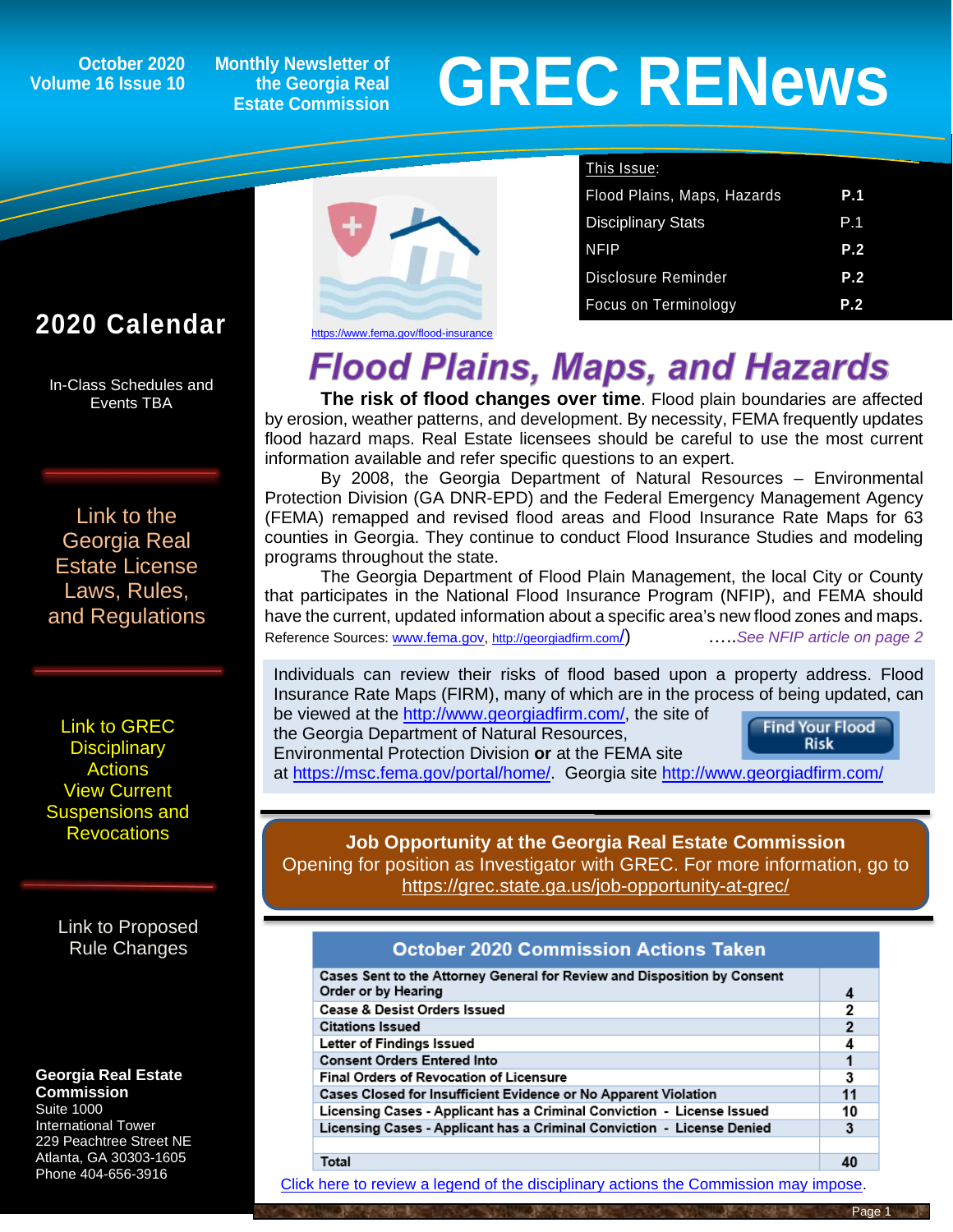October 2020
Volume 16 Issue 10

Monthly Newsletter of the Georgia Real Estate Commission

# GREC RENews

This Issue:

| | |
|---|---|
| Flood Plains, Maps, Hazards | P.1 |
| Disciplinary Stats | P.1 |
| NFIP | P.2 |
| Disclosure Reminder | P.2 |
| Focus on Terminology | P.2 |

## 2020 Calendar

In-Class Schedules and Events TBA

Link to the Georgia Real Estate License Laws, Rules, and Regulations

Link to GREC Disciplinary Actions View Current Suspensions and Revocations

Link to Proposed Rule Changes

**Georgia Real Estate Commission**
Suite 1000
International Tower
229 Peachtree Street NE
Atlanta, GA 30303-1605
Phone 404-656-3916

https://www.fema.gov/flood-insurance

# *Flood Plains, Maps, and Hazards*

**The risk of flood changes over time**. Flood plain boundaries are affected by erosion, weather patterns, and development. By necessity, FEMA frequently updates flood hazard maps. Real Estate licensees should be careful to use the most current information available and refer specific questions to an expert.

By 2008, the Georgia Department of Natural Resources – Environmental Protection Division (GA DNR-EPD) and the Federal Emergency Management Agency (FEMA) remapped and revised flood areas and Flood Insurance Rate Maps for 63 counties in Georgia. They continue to conduct Flood Insurance Studies and modeling programs throughout the state.

The Georgia Department of Flood Plain Management, the local City or County that participates in the National Flood Insurance Program (NFIP), and FEMA should have the current, updated information about a specific area's new flood zones and maps.

Reference Sources: www.fema.gov, http://georgiadfirm.com/) …..*See NFIP article on page 2*

Individuals can review their risks of flood based upon a property address. Flood Insurance Rate Maps (FIRM), many of which are in the process of being updated, can be viewed at the http://www.georgiadfirm.com/, the site of the Georgia Department of Natural Resources, Environmental Protection Division **or** at the FEMA site at https://msc.fema.gov/portal/home/. Georgia site http://www.georgiadfirm.com/

Find Your Flood Risk

**Job Opportunity at the Georgia Real Estate Commission**
Opening for position as Investigator with GREC. For more information, go to https://grec.state.ga.us/job-opportunity-at-grec/

| October 2020 Commission Actions Taken | |
|---|---|
| Cases Sent to the Attorney General for Review and Disposition by Consent Order or by Hearing | 4 |
| Cease & Desist Orders Issued | 2 |
| Citations Issued | 2 |
| Letter of Findings Issued | 4 |
| Consent Orders Entered Into | 1 |
| Final Orders of Revocation of Licensure | 3 |
| Cases Closed for Insufficient Evidence or No Apparent Violation | 11 |
| Licensing Cases - Applicant has a Criminal Conviction - License Issued | 10 |
| Licensing Cases - Applicant has a Criminal Conviction - License Denied | 3 |
| | |
| Total | 40 |

Click here to review a legend of the disciplinary actions the Commission may impose.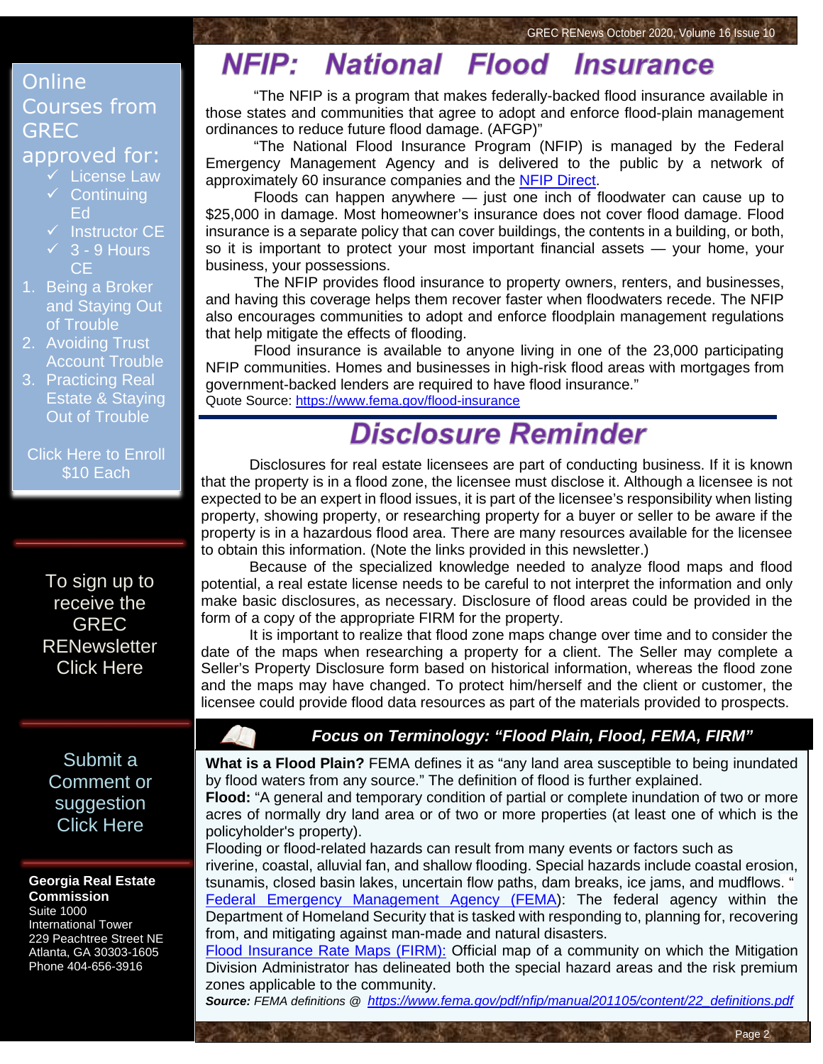## Online Courses from GREC approved for:

- ✓ License Law
- ✓ Continuing Ed
- ✓ Instructor CE
- ✓ 3 - 9 Hours CE

1. Being a Broker and Staying Out of Trouble
2. Avoiding Trust Account Trouble
3. Practicing Real Estate & Staying Out of Trouble

Click Here to Enroll $10 Each

To sign up to receive the GREC RENewsletter Click Here

Submit a Comment or suggestion Click Here

**Georgia Real Estate Commission**
Suite 1000
International Tower
229 Peachtree Street NE
Atlanta, GA 30303-1605
Phone 404-656-3916

# NFIP: National Flood Insurance

"The NFIP is a program that makes federally-backed flood insurance available in those states and communities that agree to adopt and enforce flood-plain management ordinances to reduce future flood damage. (AFGP)"

"The National Flood Insurance Program (NFIP) is managed by the Federal Emergency Management Agency and is delivered to the public by a network of approximately 60 insurance companies and the NFIP Direct.

Floods can happen anywhere — just one inch of floodwater can cause up to $25,000 in damage. Most homeowner's insurance does not cover flood damage. Flood insurance is a separate policy that can cover buildings, the contents in a building, or both, so it is important to protect your most important financial assets — your home, your business, your possessions.

The NFIP provides flood insurance to property owners, renters, and businesses, and having this coverage helps them recover faster when floodwaters recede. The NFIP also encourages communities to adopt and enforce floodplain management regulations that help mitigate the effects of flooding.

Flood insurance is available to anyone living in one of the 23,000 participating NFIP communities. Homes and businesses in high-risk flood areas with mortgages from government-backed lenders are required to have flood insurance."

Quote Source: https://www.fema.gov/flood-insurance

# Disclosure Reminder

Disclosures for real estate licensees are part of conducting business. If it is known that the property is in a flood zone, the licensee must disclose it. Although a licensee is not expected to be an expert in flood issues, it is part of the licensee's responsibility when listing property, showing property, or researching property for a buyer or seller to be aware if the property is in a hazardous flood area. There are many resources available for the licensee to obtain this information. (Note the links provided in this newsletter.)

Because of the specialized knowledge needed to analyze flood maps and flood potential, a real estate license needs to be careful to not interpret the information and only make basic disclosures, as necessary. Disclosure of flood areas could be provided in the form of a copy of the appropriate FIRM for the property.

It is important to realize that flood zone maps change over time and to consider the date of the maps when researching a property for a client. The Seller may complete a Seller's Property Disclosure form based on historical information, whereas the flood zone and the maps may have changed. To protect him/herself and the client or customer, the licensee could provide flood data resources as part of the materials provided to prospects.

### *Focus on Terminology: "Flood Plain, Flood, FEMA, FIRM"*

**What is a Flood Plain?** FEMA defines it as "any land area susceptible to being inundated by flood waters from any source." The definition of flood is further explained.

**Flood:** "A general and temporary condition of partial or complete inundation of two or more acres of normally dry land area or of two or more properties (at least one of which is the policyholder's property).

Flooding or flood-related hazards can result from many events or factors such as riverine, coastal, alluvial fan, and shallow flooding. Special hazards include coastal erosion, tsunamis, closed basin lakes, uncertain flow paths, dam breaks, ice jams, and mudflows. "

Federal Emergency Management Agency (FEMA): The federal agency within the Department of Homeland Security that is tasked with responding to, planning for, recovering from, and mitigating against man-made and natural disasters.

Flood Insurance Rate Maps (FIRM): Official map of a community on which the Mitigation Division Administrator has delineated both the special hazard areas and the risk premium zones applicable to the community.

***Source:*** *FEMA definitions @ https://www.fema.gov/pdf/nfip/manual201105/content/22_definitions.pdf*